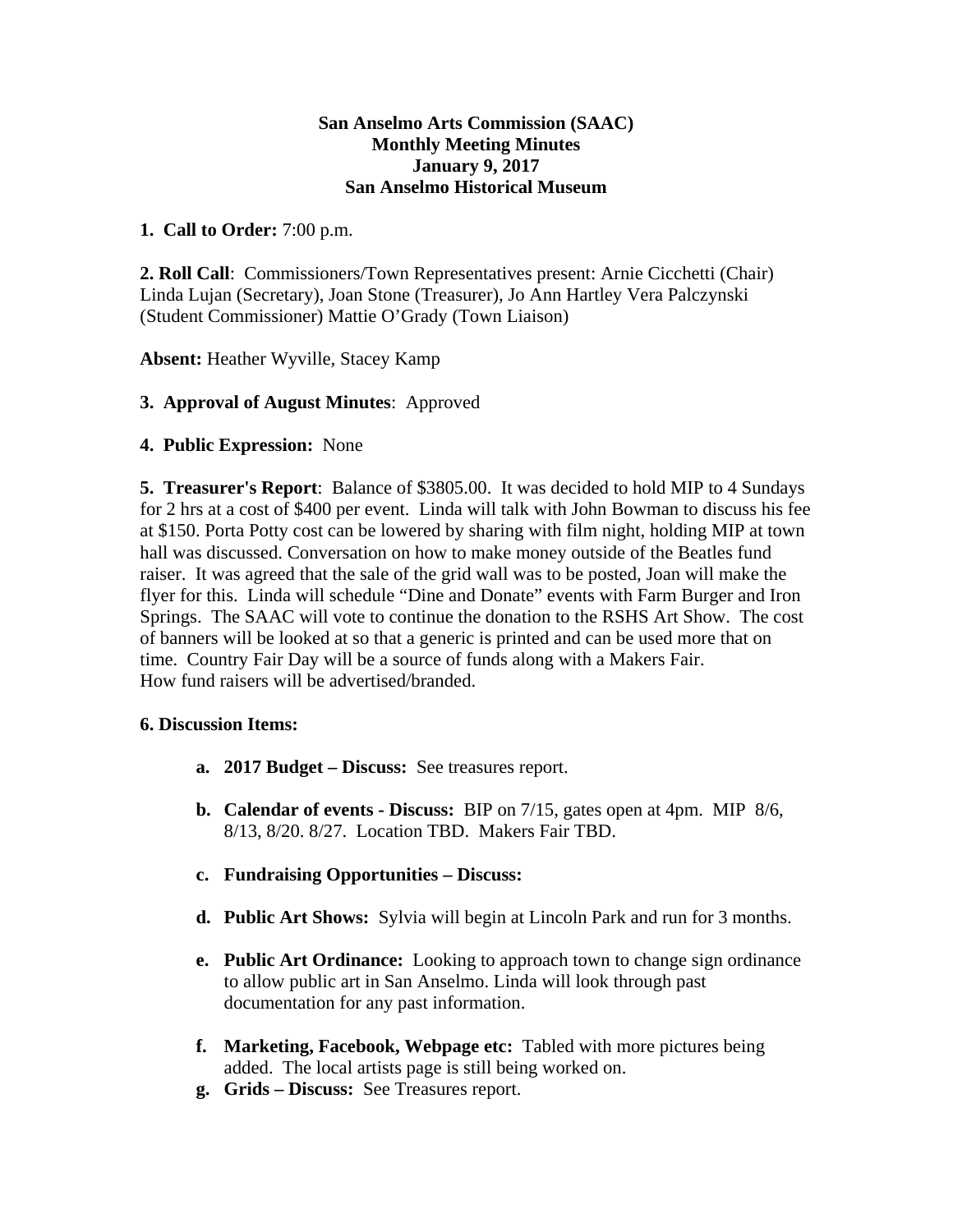**San Anselmo Arts Commission (SAAC)**
**Monthly Meeting Minutes**
**January 9, 2017**
**San Anselmo Historical Museum**

**1. Call to Order:** 7:00 p.m.

**2. Roll Call**: Commissioners/Town Representatives present: Arnie Cicchetti (Chair) Linda Lujan (Secretary), Joan Stone (Treasurer), Jo Ann Hartley Vera Palczynski (Student Commissioner) Mattie O'Grady (Town Liaison)

**Absent:** Heather Wyville, Stacey Kamp

**3. Approval of August Minutes**: Approved

**4. Public Expression:** None

**5. Treasurer's Report**: Balance of $3805.00. It was decided to hold MIP to 4 Sundays for 2 hrs at a cost of $400 per event. Linda will talk with John Bowman to discuss his fee at $150. Porta Potty cost can be lowered by sharing with film night, holding MIP at town hall was discussed. Conversation on how to make money outside of the Beatles fund raiser. It was agreed that the sale of the grid wall was to be posted, Joan will make the flyer for this. Linda will schedule "Dine and Donate" events with Farm Burger and Iron Springs. The SAAC will vote to continue the donation to the RSHS Art Show. The cost of banners will be looked at so that a generic is printed and can be used more that on time. Country Fair Day will be a source of funds along with a Makers Fair.
How fund raisers will be advertised/branded.

**6. Discussion Items:**

a. **2017 Budget – Discuss:** See treasures report.

b. **Calendar of events - Discuss:** BIP on 7/15, gates open at 4pm. MIP 8/6, 8/13, 8/20. 8/27. Location TBD. Makers Fair TBD.

c. **Fundraising Opportunities – Discuss:**

d. **Public Art Shows:** Sylvia will begin at Lincoln Park and run for 3 months.

e. **Public Art Ordinance:** Looking to approach town to change sign ordinance to allow public art in San Anselmo. Linda will look through past documentation for any past information.

f. **Marketing, Facebook, Webpage etc:** Tabled with more pictures being added. The local artists page is still being worked on.

g. **Grids – Discuss:** See Treasures report.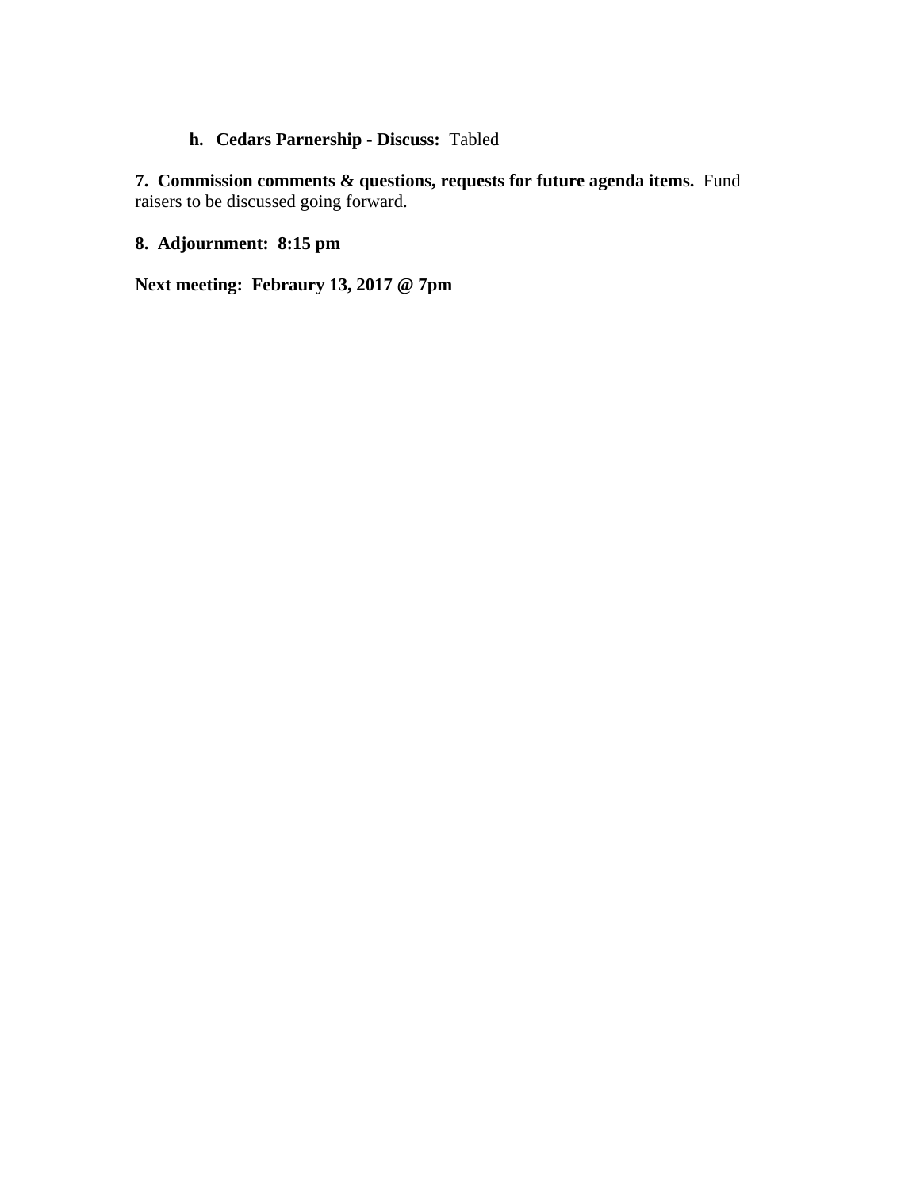**h. Cedars Parnership - Discuss:** Tabled

**7. Commission comments & questions, requests for future agenda items.** Fund raisers to be discussed going forward.

**8. Adjournment: 8:15 pm**

**Next meeting: Febraury 13, 2017 @ 7pm**